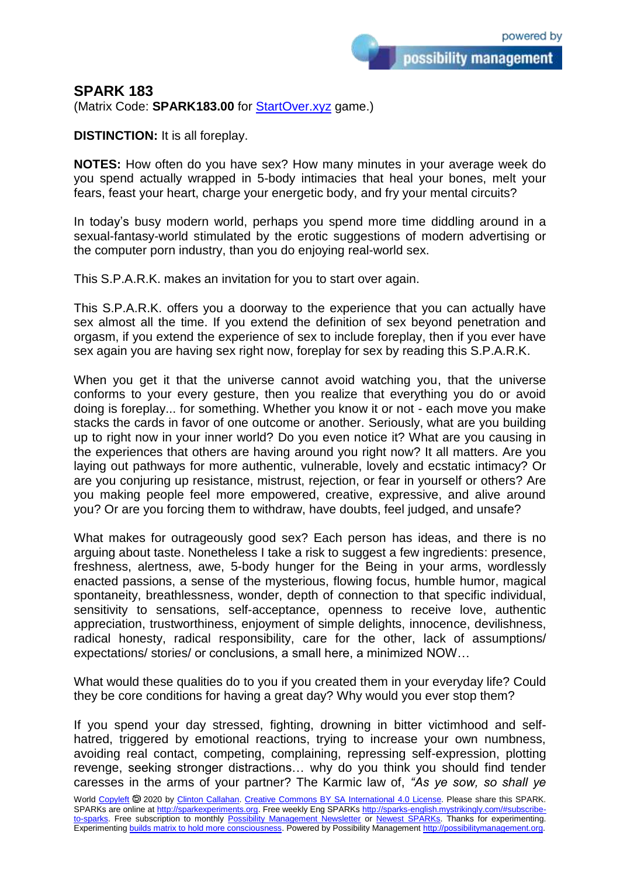# SPARK 183

(Matrix Code: **SPARK183.00** for StartOver.xyz game.)

**DISTINCTION:** It is all foreplay.

**NOTES:** How often do you have sex? How many minutes in your average week do you spend actually wrapped in 5-body intimacies that heal your bones, melt your fears, feast your heart, charge your energetic body, and fry your mental circuits?

In today's busy modern world, perhaps you spend more time diddling around in a sexual-fantasy-world stimulated by the erotic suggestions of modern advertising or the computer porn industry, than you do enjoying real-world sex.

This S.P.A.R.K. makes an invitation for you to start over again.

This S.P.A.R.K. offers you a doorway to the experience that you can actually have sex almost all the time. If you extend the definition of sex beyond penetration and orgasm, if you extend the experience of sex to include foreplay, then if you ever have sex again you are having sex right now, foreplay for sex by reading this S.P.A.R.K.

When you get it that the universe cannot avoid watching you, that the universe conforms to your every gesture, then you realize that everything you do or avoid doing is foreplay... for something. Whether you know it or not - each move you make stacks the cards in favor of one outcome or another. Seriously, what are you building up to right now in your inner world? Do you even notice it? What are you causing in the experiences that others are having around you right now? It all matters. Are you laying out pathways for more authentic, vulnerable, lovely and ecstatic intimacy? Or are you conjuring up resistance, mistrust, rejection, or fear in yourself or others? Are you making people feel more empowered, creative, expressive, and alive around you? Or are you forcing them to withdraw, have doubts, feel judged, and unsafe?

What makes for outrageously good sex? Each person has ideas, and there is no arguing about taste. Nonetheless I take a risk to suggest a few ingredients: presence, freshness, alertness, awe, 5-body hunger for the Being in your arms, wordlessly enacted passions, a sense of the mysterious, flowing focus, humble humor, magical spontaneity, breathlessness, wonder, depth of connection to that specific individual, sensitivity to sensations, self-acceptance, openness to receive love, authentic appreciation, trustworthiness, enjoyment of simple delights, innocence, devilishness, radical honesty, radical responsibility, care for the other, lack of assumptions/ expectations/ stories/ or conclusions, a small here, a minimized NOW…

What would these qualities do to you if you created them in your everyday life? Could they be core conditions for having a great day? Why would you ever stop them?

If you spend your day stressed, fighting, drowning in bitter victimhood and self-hatred, triggered by emotional reactions, trying to increase your own numbness, avoiding real contact, competing, complaining, repressing self-expression, plotting revenge, seeking stronger distractions… why do you think you should find tender caresses in the arms of your partner? The Karmic law of, *"As ye sow, so shall ye*

World Copyleft 🄯 2020 by Clinton Callahan. Creative Commons BY SA International 4.0 License. Please share this SPARK. SPARKs are online at http://sparkexperiments.org. Free weekly Eng SPARKs http://sparks-english.mystrikingly.com/#subscribe-to-sparks. Free subscription to monthly Possibility Management Newsletter or Newest SPARKs. Thanks for experimenting. Experimenting builds matrix to hold more consciousness. Powered by Possibility Management http://possibilitymanagement.org.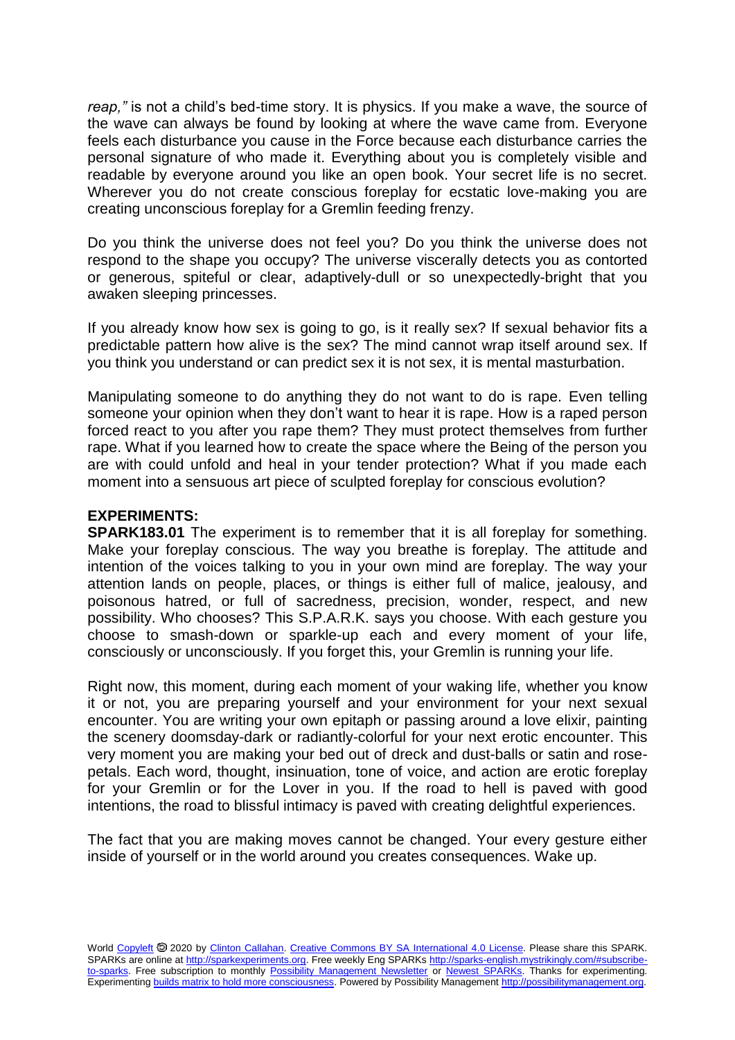*reap,"* is not a child's bed-time story. It is physics. If you make a wave, the source of the wave can always be found by looking at where the wave came from. Everyone feels each disturbance you cause in the Force because each disturbance carries the personal signature of who made it. Everything about you is completely visible and readable by everyone around you like an open book. Your secret life is no secret. Wherever you do not create conscious foreplay for ecstatic love-making you are creating unconscious foreplay for a Gremlin feeding frenzy.

Do you think the universe does not feel you? Do you think the universe does not respond to the shape you occupy? The universe viscerally detects you as contorted or generous, spiteful or clear, adaptively-dull or so unexpectedly-bright that you awaken sleeping princesses.

If you already know how sex is going to go, is it really sex? If sexual behavior fits a predictable pattern how alive is the sex? The mind cannot wrap itself around sex. If you think you understand or can predict sex it is not sex, it is mental masturbation.

Manipulating someone to do anything they do not want to do is rape. Even telling someone your opinion when they don't want to hear it is rape. How is a raped person forced react to you after you rape them? They must protect themselves from further rape. What if you learned how to create the space where the Being of the person you are with could unfold and heal in your tender protection? What if you made each moment into a sensuous art piece of sculpted foreplay for conscious evolution?

**EXPERIMENTS:**

**SPARK183.01** The experiment is to remember that it is all foreplay for something. Make your foreplay conscious. The way you breathe is foreplay. The attitude and intention of the voices talking to you in your own mind are foreplay. The way your attention lands on people, places, or things is either full of malice, jealousy, and poisonous hatred, or full of sacredness, precision, wonder, respect, and new possibility. Who chooses? This S.P.A.R.K. says you choose. With each gesture you choose to smash-down or sparkle-up each and every moment of your life, consciously or unconsciously. If you forget this, your Gremlin is running your life.

Right now, this moment, during each moment of your waking life, whether you know it or not, you are preparing yourself and your environment for your next sexual encounter. You are writing your own epitaph or passing around a love elixir, painting the scenery doomsday-dark or radiantly-colorful for your next erotic encounter. This very moment you are making your bed out of dreck and dust-balls or satin and rose-petals. Each word, thought, insinuation, tone of voice, and action are erotic foreplay for your Gremlin or for the Lover in you. If the road to hell is paved with good intentions, the road to blissful intimacy is paved with creating delightful experiences.

The fact that you are making moves cannot be changed. Your every gesture either inside of yourself or in the world around you creates consequences. Wake up.

World Copyleft 🄯 2020 by Clinton Callahan. Creative Commons BY SA International 4.0 License. Please share this SPARK. SPARKs are online at http://sparkexperiments.org. Free weekly Eng SPARKs http://sparks-english.mystrikingly.com/#subscribe-to-sparks. Free subscription to monthly Possibility Management Newsletter or Newest SPARKs. Thanks for experimenting. Experimenting builds matrix to hold more consciousness. Powered by Possibility Management http://possibilitymanagement.org.